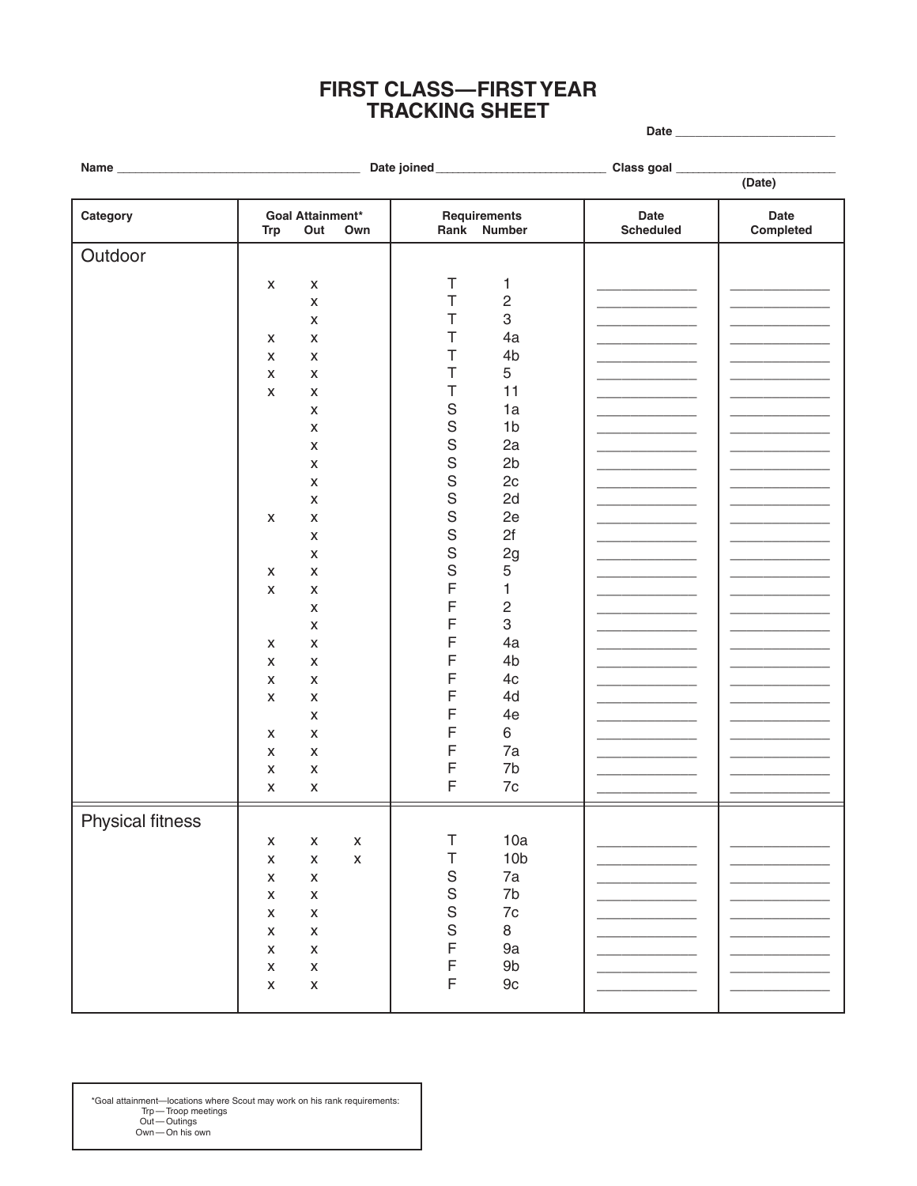# FIRST CLASS—FIRST YEAR TRACKING SHEET

**Date** ________________________

**Name** ____________________________________ **Date joined** _________________________ **Class goal** ________________________ **(Date)**

| Category | Goal Attainment* Trp | Out | Own | Requirements Rank | Number | Date Scheduled | Date Completed |
|---|---|---|---|---|---|---|---|
| Outdoor | | | | | | | |
| | x | x | | T | 1 | ____________ | ____________ |
| | | x | | T | 2 | ____________ | ____________ |
| | | x | | T | 3 | ____________ | ____________ |
| | x | x | | T | 4a | ____________ | ____________ |
| | x | x | | T | 4b | ____________ | ____________ |
| | x | x | | T | 5 | ____________ | ____________ |
| | x | x | | T | 11 | ____________ | ____________ |
| | | x | | S | 1a | ____________ | ____________ |
| | | x | | S | 1b | ____________ | ____________ |
| | | x | | S | 2a | ____________ | ____________ |
| | | x | | S | 2b | ____________ | ____________ |
| | | x | | S | 2c | ____________ | ____________ |
| | | x | | S | 2d | ____________ | ____________ |
| | x | x | | S | 2e | ____________ | ____________ |
| | | x | | S | 2f | ____________ | ____________ |
| | | x | | S | 2g | ____________ | ____________ |
| | x | x | | S | 5 | ____________ | ____________ |
| | x | x | | F | 1 | ____________ | ____________ |
| | | x | | F | 2 | ____________ | ____________ |
| | | x | | F | 3 | ____________ | ____________ |
| | x | x | | F | 4a | ____________ | ____________ |
| | x | x | | F | 4b | ____________ | ____________ |
| | x | x | | F | 4c | ____________ | ____________ |
| | x | x | | F | 4d | ____________ | ____________ |
| | | x | | F | 4e | ____________ | ____________ |
| | x | x | | F | 6 | ____________ | ____________ |
| | x | x | | F | 7a | ____________ | ____________ |
| | x | x | | F | 7b | ____________ | ____________ |
| | x | x | | F | 7c | ____________ | ____________ |
| Physical fitness | | | | | | | |
| | x | x | x | T | 10a | ____________ | ____________ |
| | x | x | x | T | 10b | ____________ | ____________ |
| | x | x | | S | 7a | ____________ | ____________ |
| | x | x | | S | 7b | ____________ | ____________ |
| | x | x | | S | 7c | ____________ | ____________ |
| | x | x | | S | 8 | ____________ | ____________ |
| | x | x | | F | 9a | ____________ | ____________ |
| | x | x | | F | 9b | ____________ | ____________ |
| | x | x | | F | 9c | ____________ | ____________ |

*Goal attainment—locations where Scout may work on his rank requirements:
- Trp — Troop meetings
- Out — Outings
- Own — On his own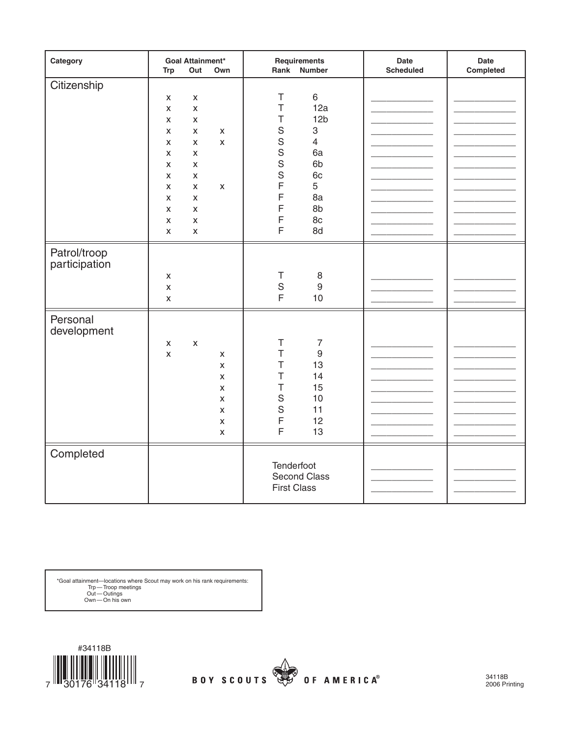| Category | Goal Attainment* | | | Requirements | | Date Scheduled | Date Completed |
|---|---|---|---|---|---|---|---|
| | Trp | Out | Own | Rank | Number | | |
| Citizenship | | | | | | | |
| | x | x | | T | 6 | | |
| | x | x | | T | 12a | | |
| | x | x | | T | 12b | | |
| | x | x | x | S | 3 | | |
| | x | x | x | S | 4 | | |
| | x | x | | S | 6a | | |
| | x | x | | S | 6b | | |
| | x | x | | S | 6c | | |
| | x | x | x | F | 5 | | |
| | x | x | | F | 8a | | |
| | x | x | | F | 8b | | |
| | x | x | | F | 8c | | |
| | x | x | | F | 8d | | |
| Patrol/troop participation | | | | | | | |
| | x | | | T | 8 | | |
| | x | | | S | 9 | | |
| | x | | | F | 10 | | |
| Personal development | | | | | | | |
| | x | x | | T | 7 | | |
| | x | | x | T | 9 | | |
| | | | x | T | 13 | | |
| | | | x | T | 14 | | |
| | | | x | T | 15 | | |
| | | | x | S | 10 | | |
| | | | x | S | 11 | | |
| | | | x | F | 12 | | |
| | | | x | F | 13 | | |
| Completed | | | | Tenderfoot | | | |
| | | | | Second Class | | | |
| | | | | First Class | | | |

*Goal attainment—locations where Scout may work on his rank requirements:
Trp — Troop meetings
Out — Outings
Own — On his own

#34118B

BOY SCOUTS OF AMERICA®

34118B
2006 Printing